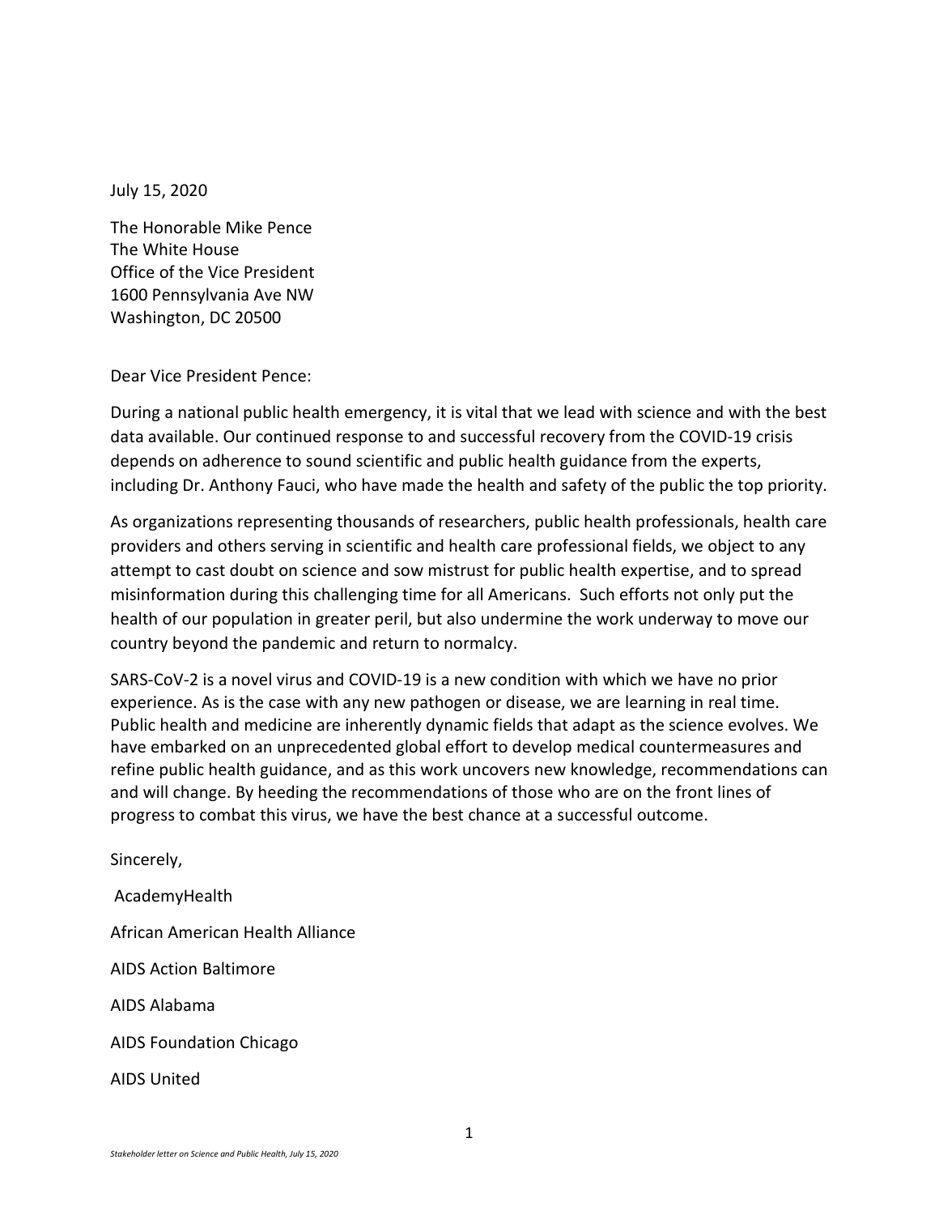July 15, 2020

The Honorable Mike Pence
The White House
Office of the Vice President
1600 Pennsylvania Ave NW
Washington, DC 20500

Dear Vice President Pence:

During a national public health emergency, it is vital that we lead with science and with the best data available. Our continued response to and successful recovery from the COVID-19 crisis depends on adherence to sound scientific and public health guidance from the experts, including Dr. Anthony Fauci, who have made the health and safety of the public the top priority.

As organizations representing thousands of researchers, public health professionals, health care providers and others serving in scientific and health care professional fields, we object to any attempt to cast doubt on science and sow mistrust for public health expertise, and to spread misinformation during this challenging time for all Americans. Such efforts not only put the health of our population in greater peril, but also undermine the work underway to move our country beyond the pandemic and return to normalcy.

SARS-CoV-2 is a novel virus and COVID-19 is a new condition with which we have no prior experience. As is the case with any new pathogen or disease, we are learning in real time. Public health and medicine are inherently dynamic fields that adapt as the science evolves. We have embarked on an unprecedented global effort to develop medical countermeasures and refine public health guidance, and as this work uncovers new knowledge, recommendations can and will change. By heeding the recommendations of those who are on the front lines of progress to combat this virus, we have the best chance at a successful outcome.

Sincerely,

AcademyHealth

African American Health Alliance

AIDS Action Baltimore

AIDS Alabama

AIDS Foundation Chicago

AIDS United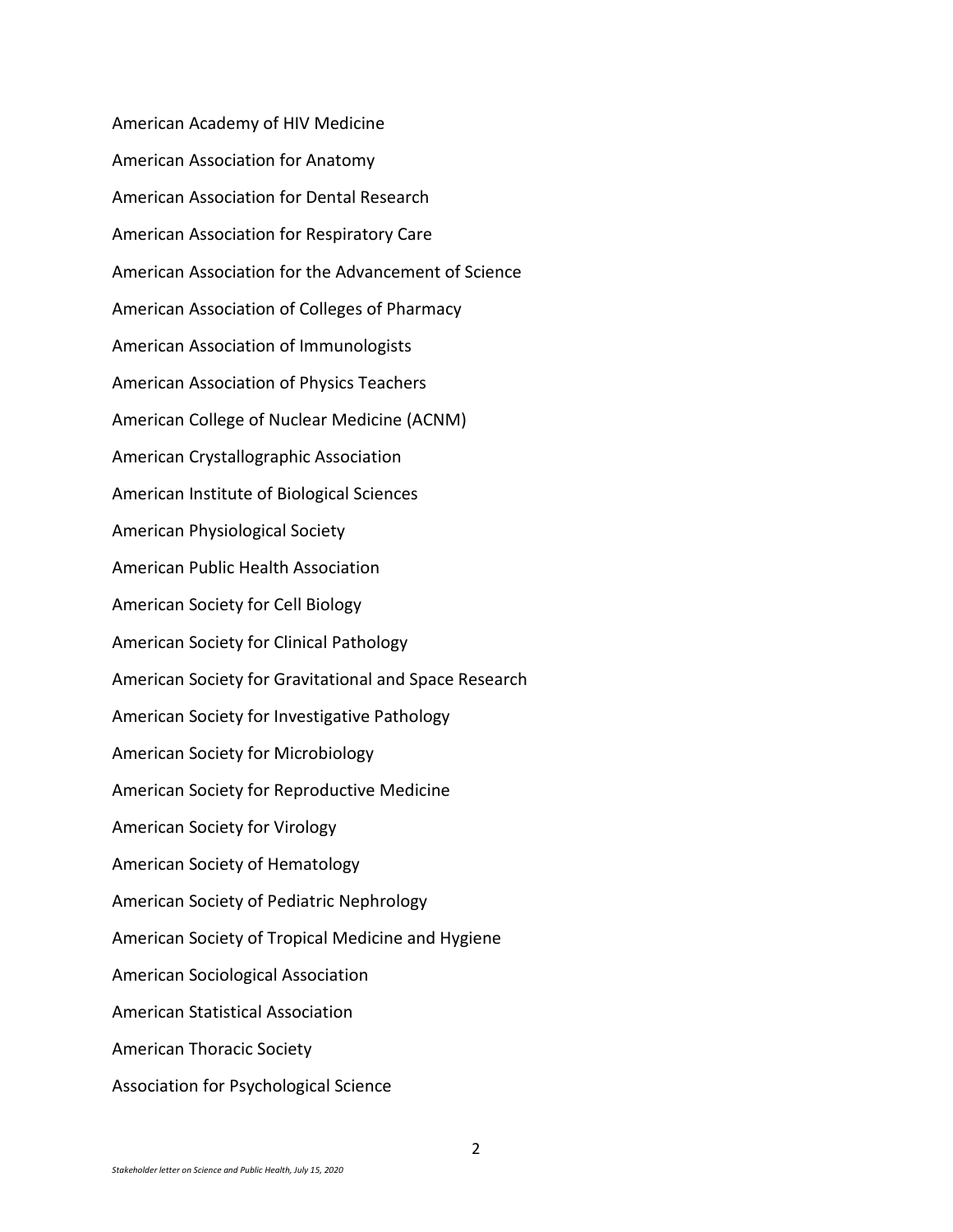American Academy of HIV Medicine

American Association for Anatomy

American Association for Dental Research

American Association for Respiratory Care

American Association for the Advancement of Science

American Association of Colleges of Pharmacy

American Association of Immunologists

American Association of Physics Teachers

American College of Nuclear Medicine (ACNM)

American Crystallographic Association

American Institute of Biological Sciences

American Physiological Society

American Public Health Association

American Society for Cell Biology

American Society for Clinical Pathology

American Society for Gravitational and Space Research

American Society for Investigative Pathology

American Society for Microbiology

American Society for Reproductive Medicine

American Society for Virology

American Society of Hematology

American Society of Pediatric Nephrology

American Society of Tropical Medicine and Hygiene

American Sociological Association

American Statistical Association

American Thoracic Society

Association for Psychological Science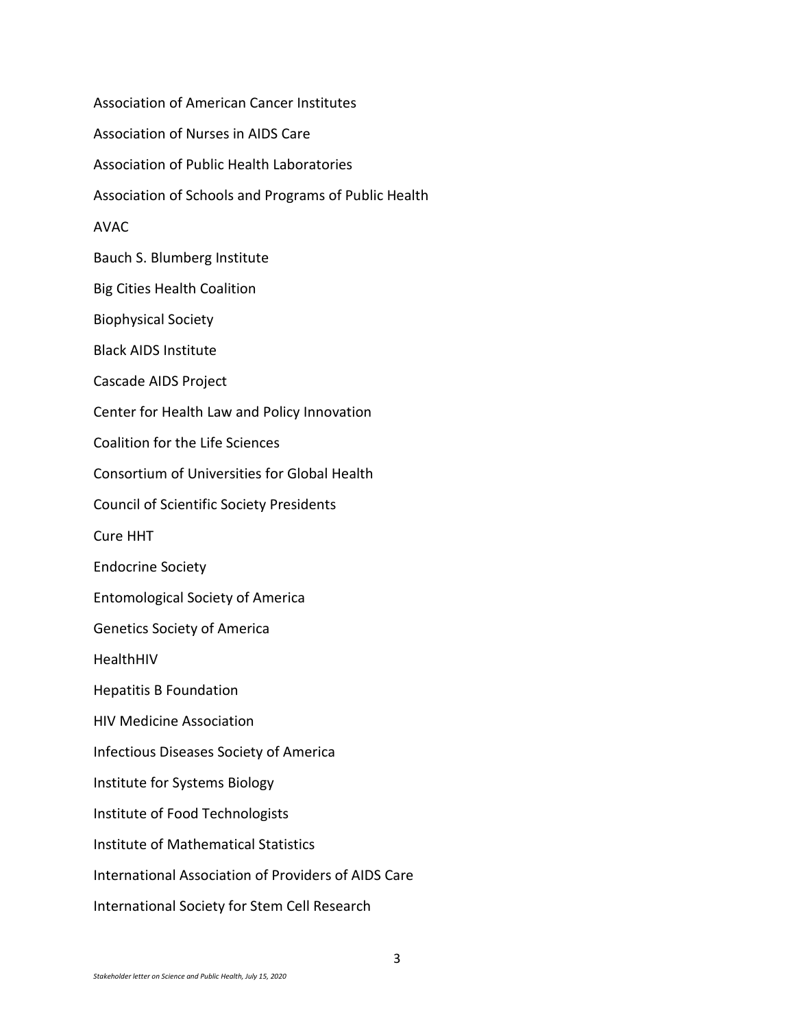Association of American Cancer Institutes

Association of Nurses in AIDS Care

Association of Public Health Laboratories

Association of Schools and Programs of Public Health

AVAC

Bauch S. Blumberg Institute

Big Cities Health Coalition

Biophysical Society

Black AIDS Institute

Cascade AIDS Project

Center for Health Law and Policy Innovation

Coalition for the Life Sciences

Consortium of Universities for Global Health

Council of Scientific Society Presidents

Cure HHT

Endocrine Society

Entomological Society of America

Genetics Society of America

HealthHIV

Hepatitis B Foundation

HIV Medicine Association

Infectious Diseases Society of America

Institute for Systems Biology

Institute of Food Technologists

Institute of Mathematical Statistics

International Association of Providers of AIDS Care

International Society for Stem Cell Research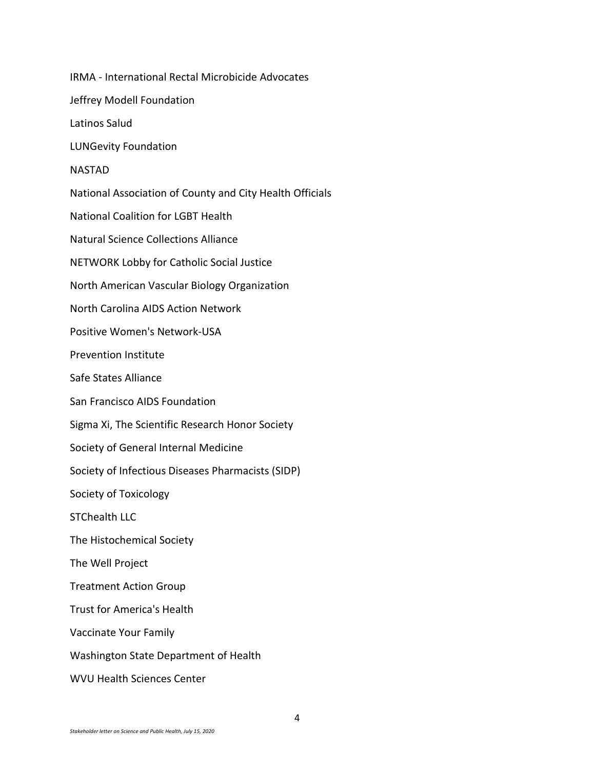IRMA - International Rectal Microbicide Advocates

Jeffrey Modell Foundation

Latinos Salud

LUNGevity Foundation

NASTAD

National Association of County and City Health Officials

National Coalition for LGBT Health

Natural Science Collections Alliance

NETWORK Lobby for Catholic Social Justice

North American Vascular Biology Organization

North Carolina AIDS Action Network

Positive Women's Network-USA

Prevention Institute

Safe States Alliance

San Francisco AIDS Foundation

Sigma Xi, The Scientific Research Honor Society

Society of General Internal Medicine

Society of Infectious Diseases Pharmacists (SIDP)

Society of Toxicology

STChealth LLC

The Histochemical Society

The Well Project

Treatment Action Group

Trust for America's Health

Vaccinate Your Family

Washington State Department of Health

WVU Health Sciences Center